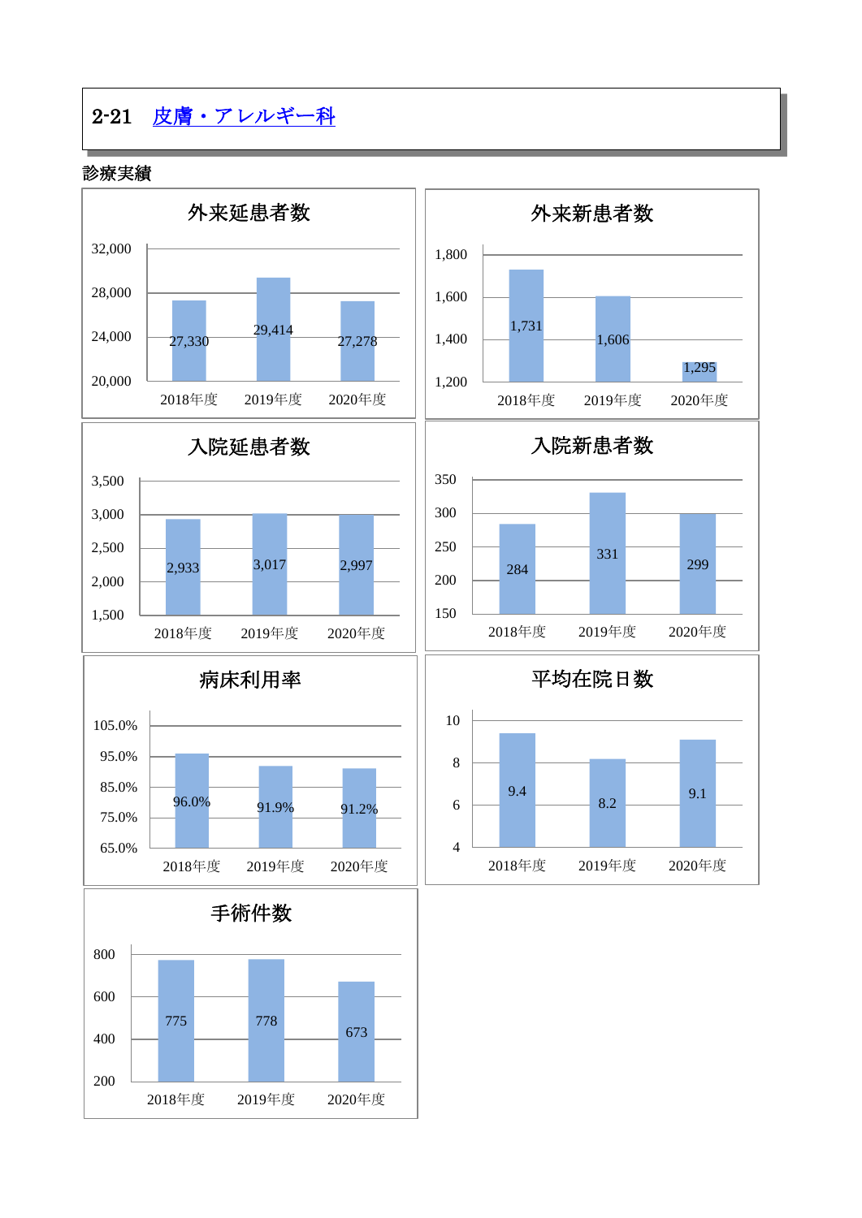# 2-21　皮膚・アレルギー科

## 診療実績

### 外来延患者数

| 2018年度 | 2019年度 | 2020年度 |
|---|---|---|
| 27,330 | 29,414 | 27,278 |

### 外来新患者数

| 2018年度 | 2019年度 | 2020年度 |
|---|---|---|
| 1,731 | 1,606 | 1,295 |

### 入院延患者数

| 2018年度 | 2019年度 | 2020年度 |
|---|---|---|
| 2,933 | 3,017 | 2,997 |

### 入院新患者数

| 2018年度 | 2019年度 | 2020年度 |
|---|---|---|
| 284 | 331 | 299 |

### 病床利用率

| 2018年度 | 2019年度 | 2020年度 |
|---|---|---|
| 96.0% | 91.9% | 91.2% |

### 平均在院日数

| 2018年度 | 2019年度 | 2020年度 |
|---|---|---|
| 9.4 | 8.2 | 9.1 |

### 手術件数

| 2018年度 | 2019年度 | 2020年度 |
|---|---|---|
| 775 | 778 | 673 |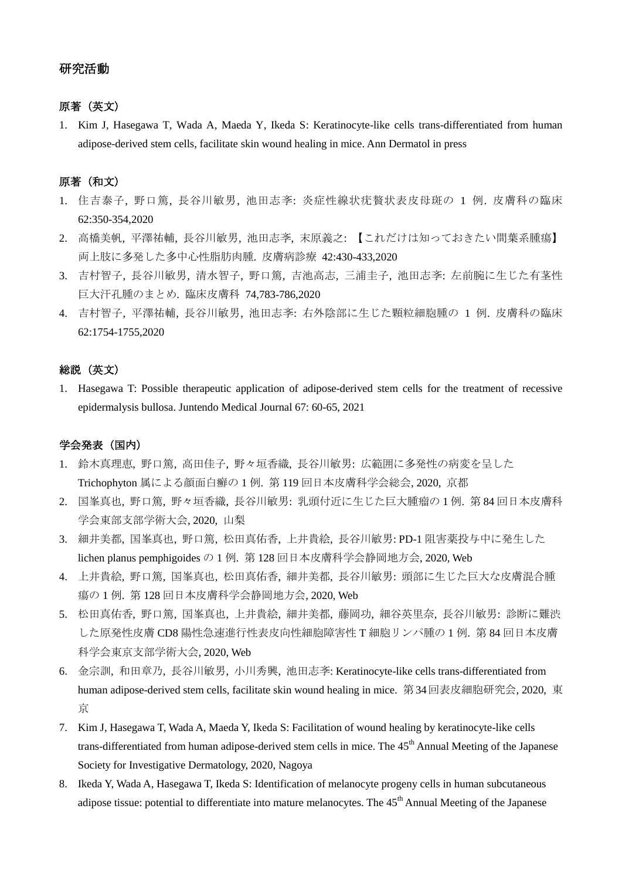## 研究活動

### 原著（英文）

1. Kim J, Hasegawa T, Wada A, Maeda Y, Ikeda S: Keratinocyte-like cells trans-differentiated from human adipose-derived stem cells, facilitate skin wound healing in mice. Ann Dermatol in press

### 原著（和文）

1. 住吉泰子, 野口篤, 長谷川敏男, 池田志斈: 炎症性線状疣贅状表皮母斑の 1 例. 皮膚科の臨床 62:350-354,2020
2. 高橋美帆, 平澤祐輔, 長谷川敏男, 池田志斈, 末原義之: 【これだけは知っておきたい間葉系腫瘍】両上肢に多発した多中心性脂肪肉腫. 皮膚病診療 42:430-433,2020
3. 吉村智子, 長谷川敏男, 清水智子, 野口篤, 吉池高志, 三浦圭子, 池田志斈: 左前腕に生じた有茎性巨大汗孔腫のまとめ. 臨床皮膚科 74,783-786,2020
4. 吉村智子, 平澤祐輔, 長谷川敏男, 池田志斈: 右外陰部に生じた顆粒細胞腫の 1 例. 皮膚科の臨床 62:1754-1755,2020

### 総説（英文）

1. Hasegawa T: Possible therapeutic application of adipose-derived stem cells for the treatment of recessive epidermalysis bullosa. Juntendo Medical Journal 67: 60-65, 2021

### 学会発表（国内）

1. 鈴木真理恵, 野口篤, 高田佳子, 野々垣香織, 長谷川敏男: 広範囲に多発性の病変を呈した Trichophyton 属による顔面白癬の 1 例. 第 119 回日本皮膚科学会総会, 2020, 京都
2. 国峯真也, 野口篤, 野々垣香織, 長谷川敏男: 乳頭付近に生じた巨大腫瘤の 1 例. 第 84 回日本皮膚科学会東部支部学術大会, 2020, 山梨
3. 細井美都, 国峯真也, 野口篤, 松田真佑香, 上井貴絵, 長谷川敏男: PD-1 阻害薬投与中に発生した lichen planus pemphigoides の 1 例. 第 128 回日本皮膚科学会静岡地方会, 2020, Web
4. 上井貴絵, 野口篤, 国峯真也, 松田真佑香, 細井美都, 長谷川敏男: 頭部に生じた巨大な皮膚混合腫瘍の 1 例. 第 128 回日本皮膚科学会静岡地方会, 2020, Web
5. 松田真佑香, 野口篤, 国峯真也, 上井貴絵, 細井美都, 藤岡功, 細谷英里奈, 長谷川敏男: 診断に難渋した原発性皮膚 CD8 陽性急速進行性表皮向性細胞障害性 T 細胞リンパ腫の 1 例. 第 84 回日本皮膚科学会東京支部学術大会, 2020, Web
6. 金宗訓, 和田章乃, 長谷川敏男, 小川秀興, 池田志斈: Keratinocyte-like cells trans-differentiated from human adipose-derived stem cells, facilitate skin wound healing in mice. 第 34 回表皮細胞研究会, 2020, 東京
7. Kim J, Hasegawa T, Wada A, Maeda Y, Ikeda S: Facilitation of wound healing by keratinocyte-like cells trans-differentiated from human adipose-derived stem cells in mice. The 45th Annual Meeting of the Japanese Society for Investigative Dermatology, 2020, Nagoya
8. Ikeda Y, Wada A, Hasegawa T, Ikeda S: Identification of melanocyte progeny cells in human subcutaneous adipose tissue: potential to differentiate into mature melanocytes. The 45th Annual Meeting of the Japanese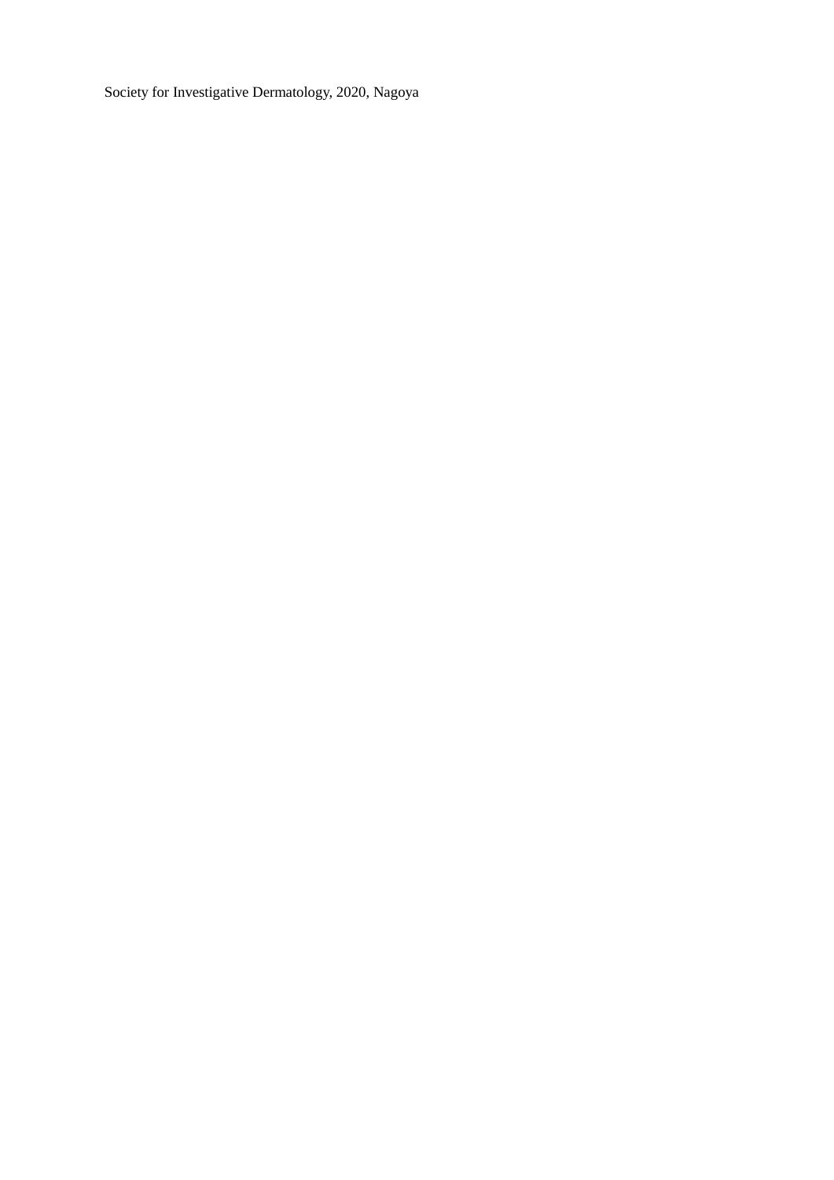Society for Investigative Dermatology, 2020, Nagoya